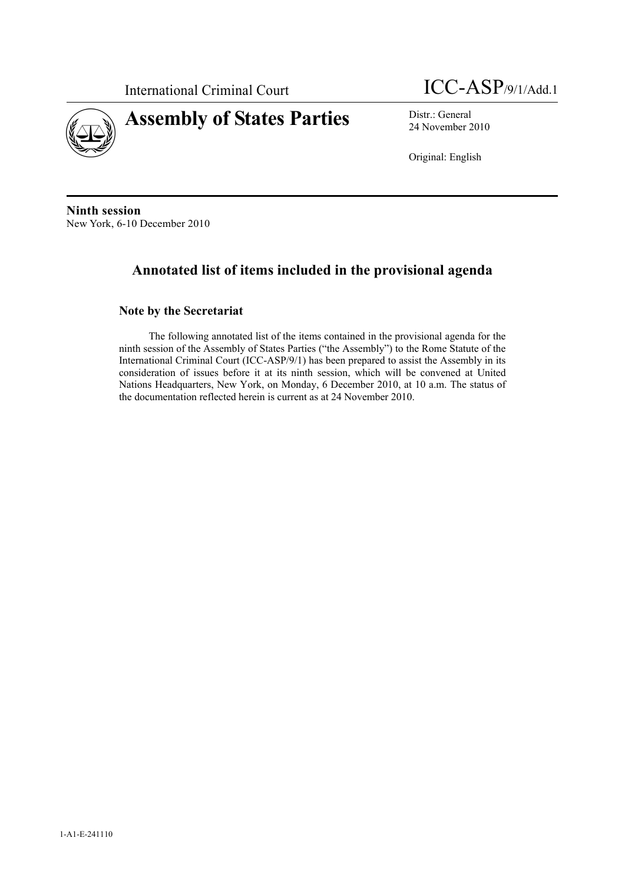International Criminal Court

ICC-ASP/9/1/Add.1

# Assembly of States Parties

Distr.: General
24 November 2010

Original: English

**Ninth session**
New York, 6-10 December 2010

## Annotated list of items included in the provisional agenda

### Note by the Secretariat

The following annotated list of the items contained in the provisional agenda for the ninth session of the Assembly of States Parties ("the Assembly") to the Rome Statute of the International Criminal Court (ICC-ASP/9/1) has been prepared to assist the Assembly in its consideration of issues before it at its ninth session, which will be convened at United Nations Headquarters, New York, on Monday, 6 December 2010, at 10 a.m. The status of the documentation reflected herein is current as at 24 November 2010.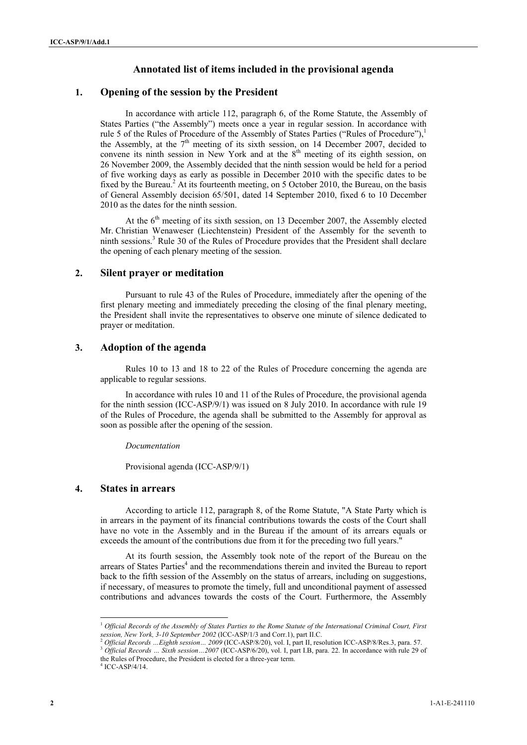## Annotated list of items included in the provisional agenda

### 1. Opening of the session by the President

In accordance with article 112, paragraph 6, of the Rome Statute, the Assembly of States Parties ("the Assembly") meets once a year in regular session. In accordance with rule 5 of the Rules of Procedure of the Assembly of States Parties ("Rules of Procedure"),[1] the Assembly, at the 7th meeting of its sixth session, on 14 December 2007, decided to convene its ninth session in New York and at the 8th meeting of its eighth session, on 26 November 2009, the Assembly decided that the ninth session would be held for a period of five working days as early as possible in December 2010 with the specific dates to be fixed by the Bureau.[2] At its fourteenth meeting, on 5 October 2010, the Bureau, on the basis of General Assembly decision 65/501, dated 14 September 2010, fixed 6 to 10 December 2010 as the dates for the ninth session.

At the 6th meeting of its sixth session, on 13 December 2007, the Assembly elected Mr. Christian Wenaweser (Liechtenstein) President of the Assembly for the seventh to ninth sessions.[3] Rule 30 of the Rules of Procedure provides that the President shall declare the opening of each plenary meeting of the session.

### 2. Silent prayer or meditation

Pursuant to rule 43 of the Rules of Procedure, immediately after the opening of the first plenary meeting and immediately preceding the closing of the final plenary meeting, the President shall invite the representatives to observe one minute of silence dedicated to prayer or meditation.

### 3. Adoption of the agenda

Rules 10 to 13 and 18 to 22 of the Rules of Procedure concerning the agenda are applicable to regular sessions.

In accordance with rules 10 and 11 of the Rules of Procedure, the provisional agenda for the ninth session (ICC-ASP/9/1) was issued on 8 July 2010. In accordance with rule 19 of the Rules of Procedure, the agenda shall be submitted to the Assembly for approval as soon as possible after the opening of the session.

*Documentation*

Provisional agenda (ICC-ASP/9/1)

### 4. States in arrears

According to article 112, paragraph 8, of the Rome Statute, "A State Party which is in arrears in the payment of its financial contributions towards the costs of the Court shall have no vote in the Assembly and in the Bureau if the amount of its arrears equals or exceeds the amount of the contributions due from it for the preceding two full years."

At its fourth session, the Assembly took note of the report of the Bureau on the arrears of States Parties[4] and the recommendations therein and invited the Bureau to report back to the fifth session of the Assembly on the status of arrears, including on suggestions, if necessary, of measures to promote the timely, full and unconditional payment of assessed contributions and advances towards the costs of the Court. Furthermore, the Assembly

---

[1] *Official Records of the Assembly of States Parties to the Rome Statute of the International Criminal Court, First session, New York, 3-10 September 2002* (ICC-ASP/1/3 and Corr.1), part II.C.

[2] *Official Records …Eighth session… 2009* (ICC-ASP/8/20), vol. I, part II, resolution ICC-ASP/8/Res.3, para. 57.

[3] *Official Records … Sixth session…2007* (ICC-ASP/6/20), vol. I, part I.B, para. 22. In accordance with rule 29 of the Rules of Procedure, the President is elected for a three-year term.

[4] ICC-ASP/4/14.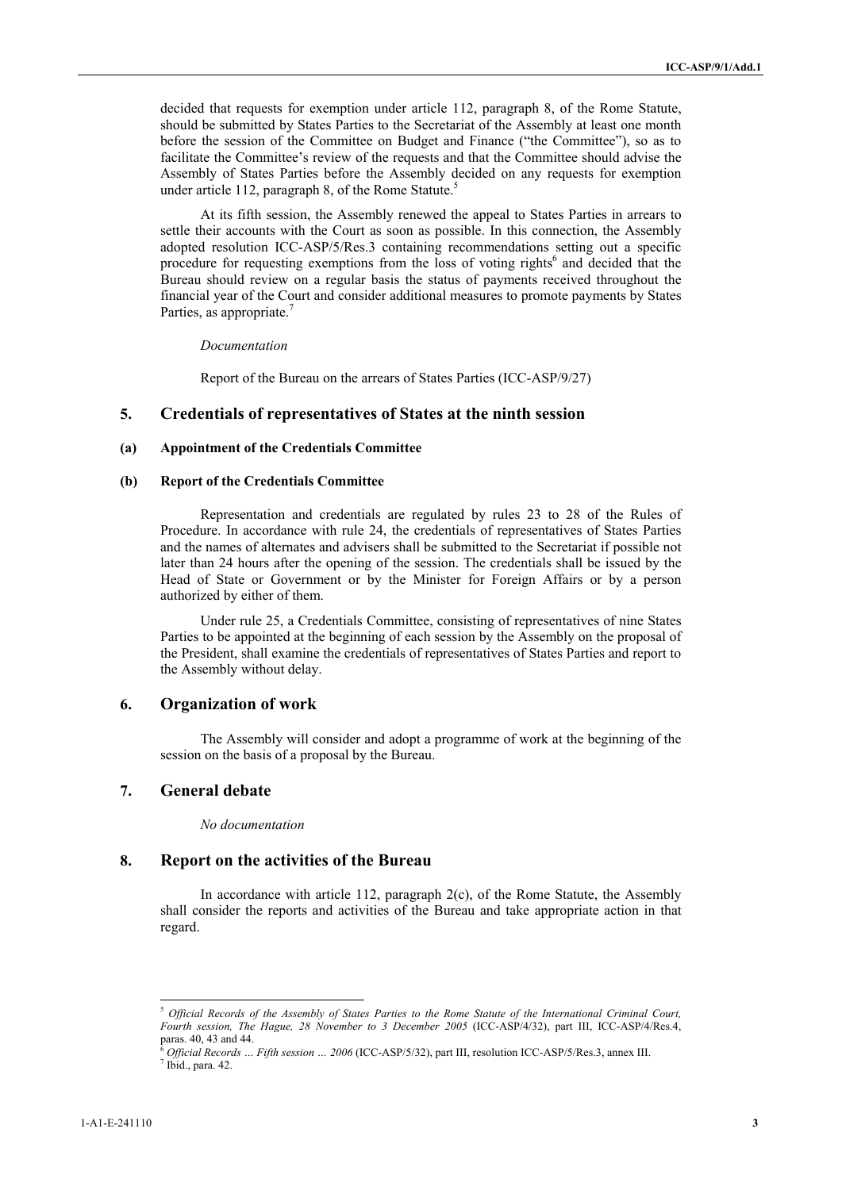decided that requests for exemption under article 112, paragraph 8, of the Rome Statute, should be submitted by States Parties to the Secretariat of the Assembly at least one month before the session of the Committee on Budget and Finance ("the Committee"), so as to facilitate the Committee's review of the requests and that the Committee should advise the Assembly of States Parties before the Assembly decided on any requests for exemption under article 112, paragraph 8, of the Rome Statute.[5]

At its fifth session, the Assembly renewed the appeal to States Parties in arrears to settle their accounts with the Court as soon as possible. In this connection, the Assembly adopted resolution ICC-ASP/5/Res.3 containing recommendations setting out a specific procedure for requesting exemptions from the loss of voting rights[6] and decided that the Bureau should review on a regular basis the status of payments received throughout the financial year of the Court and consider additional measures to promote payments by States Parties, as appropriate.[7]

*Documentation*

Report of the Bureau on the arrears of States Parties (ICC-ASP/9/27)

## 5. Credentials of representatives of States at the ninth session

#### (a) Appointment of the Credentials Committee

#### (b) Report of the Credentials Committee

Representation and credentials are regulated by rules 23 to 28 of the Rules of Procedure. In accordance with rule 24, the credentials of representatives of States Parties and the names of alternates and advisers shall be submitted to the Secretariat if possible not later than 24 hours after the opening of the session. The credentials shall be issued by the Head of State or Government or by the Minister for Foreign Affairs or by a person authorized by either of them.

Under rule 25, a Credentials Committee, consisting of representatives of nine States Parties to be appointed at the beginning of each session by the Assembly on the proposal of the President, shall examine the credentials of representatives of States Parties and report to the Assembly without delay.

## 6. Organization of work

The Assembly will consider and adopt a programme of work at the beginning of the session on the basis of a proposal by the Bureau.

## 7. General debate

*No documentation*

## 8. Report on the activities of the Bureau

In accordance with article 112, paragraph 2(c), of the Rome Statute, the Assembly shall consider the reports and activities of the Bureau and take appropriate action in that regard.

---

[5] *Official Records of the Assembly of States Parties to the Rome Statute of the International Criminal Court, Fourth session, The Hague, 28 November to 3 December 2005* (ICC-ASP/4/32), part III, ICC-ASP/4/Res.4, paras. 40, 43 and 44.

[6] *Official Records … Fifth session … 2006* (ICC-ASP/5/32), part III, resolution ICC-ASP/5/Res.3, annex III.

[7] Ibid., para. 42.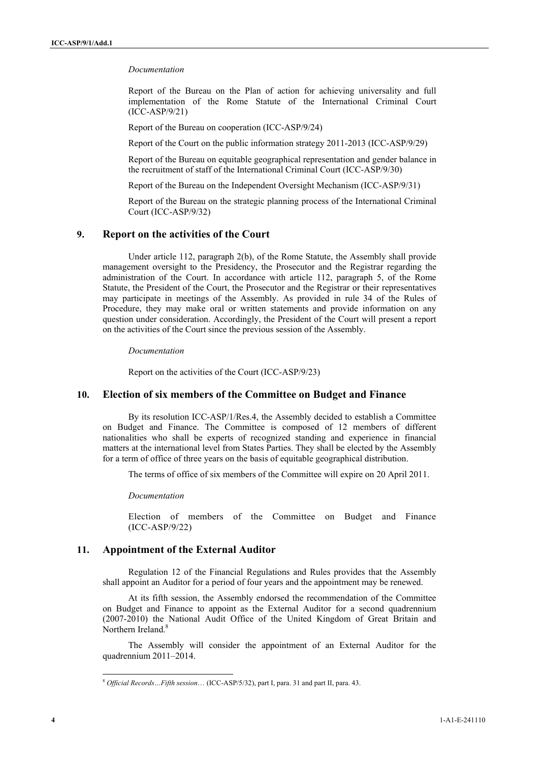*Documentation*

Report of the Bureau on the Plan of action for achieving universality and full implementation of the Rome Statute of the International Criminal Court (ICC-ASP/9/21)

Report of the Bureau on cooperation (ICC-ASP/9/24)

Report of the Court on the public information strategy 2011-2013 (ICC-ASP/9/29)

Report of the Bureau on equitable geographical representation and gender balance in the recruitment of staff of the International Criminal Court (ICC-ASP/9/30)

Report of the Bureau on the Independent Oversight Mechanism (ICC-ASP/9/31)

Report of the Bureau on the strategic planning process of the International Criminal Court (ICC-ASP/9/32)

## 9. Report on the activities of the Court

Under article 112, paragraph 2(b), of the Rome Statute, the Assembly shall provide management oversight to the Presidency, the Prosecutor and the Registrar regarding the administration of the Court. In accordance with article 112, paragraph 5, of the Rome Statute, the President of the Court, the Prosecutor and the Registrar or their representatives may participate in meetings of the Assembly. As provided in rule 34 of the Rules of Procedure, they may make oral or written statements and provide information on any question under consideration. Accordingly, the President of the Court will present a report on the activities of the Court since the previous session of the Assembly.

*Documentation*

Report on the activities of the Court (ICC-ASP/9/23)

## 10. Election of six members of the Committee on Budget and Finance

By its resolution ICC-ASP/1/Res.4, the Assembly decided to establish a Committee on Budget and Finance. The Committee is composed of 12 members of different nationalities who shall be experts of recognized standing and experience in financial matters at the international level from States Parties. They shall be elected by the Assembly for a term of office of three years on the basis of equitable geographical distribution.

The terms of office of six members of the Committee will expire on 20 April 2011.

*Documentation*

Election of members of the Committee on Budget and Finance (ICC-ASP/9/22)

## 11. Appointment of the External Auditor

Regulation 12 of the Financial Regulations and Rules provides that the Assembly shall appoint an Auditor for a period of four years and the appointment may be renewed.

At its fifth session, the Assembly endorsed the recommendation of the Committee on Budget and Finance to appoint as the External Auditor for a second quadrennium (2007-2010) the National Audit Office of the United Kingdom of Great Britain and Northern Ireland.[8]

The Assembly will consider the appointment of an External Auditor for the quadrennium 2011–2014.

---

[8] *Official Records…Fifth session…* (ICC-ASP/5/32), part I, para. 31 and part II, para. 43.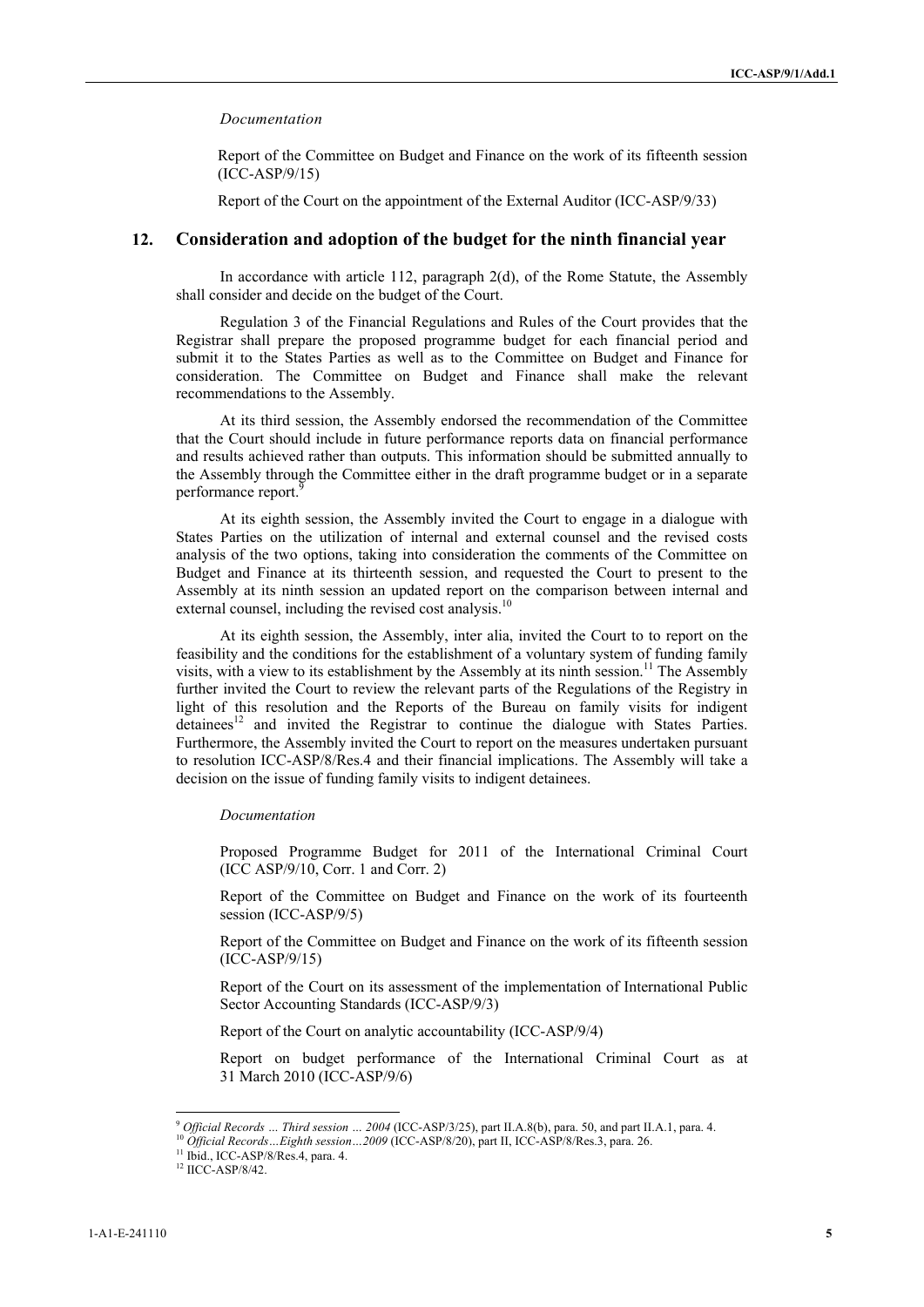*Documentation*

Report of the Committee on Budget and Finance on the work of its fifteenth session (ICC-ASP/9/15)

Report of the Court on the appointment of the External Auditor (ICC-ASP/9/33)

## 12. Consideration and adoption of the budget for the ninth financial year

In accordance with article 112, paragraph 2(d), of the Rome Statute, the Assembly shall consider and decide on the budget of the Court.

Regulation 3 of the Financial Regulations and Rules of the Court provides that the Registrar shall prepare the proposed programme budget for each financial period and submit it to the States Parties as well as to the Committee on Budget and Finance for consideration. The Committee on Budget and Finance shall make the relevant recommendations to the Assembly.

At its third session, the Assembly endorsed the recommendation of the Committee that the Court should include in future performance reports data on financial performance and results achieved rather than outputs. This information should be submitted annually to the Assembly through the Committee either in the draft programme budget or in a separate performance report.[9]

At its eighth session, the Assembly invited the Court to engage in a dialogue with States Parties on the utilization of internal and external counsel and the revised costs analysis of the two options, taking into consideration the comments of the Committee on Budget and Finance at its thirteenth session, and requested the Court to present to the Assembly at its ninth session an updated report on the comparison between internal and external counsel, including the revised cost analysis.[10]

At its eighth session, the Assembly, inter alia, invited the Court to to report on the feasibility and the conditions for the establishment of a voluntary system of funding family visits, with a view to its establishment by the Assembly at its ninth session.[11] The Assembly further invited the Court to review the relevant parts of the Regulations of the Registry in light of this resolution and the Reports of the Bureau on family visits for indigent detainees[12] and invited the Registrar to continue the dialogue with States Parties. Furthermore, the Assembly invited the Court to report on the measures undertaken pursuant to resolution ICC-ASP/8/Res.4 and their financial implications. The Assembly will take a decision on the issue of funding family visits to indigent detainees.

*Documentation*

Proposed Programme Budget for 2011 of the International Criminal Court (ICC ASP/9/10, Corr. 1 and Corr. 2)

Report of the Committee on Budget and Finance on the work of its fourteenth session (ICC-ASP/9/5)

Report of the Committee on Budget and Finance on the work of its fifteenth session (ICC-ASP/9/15)

Report of the Court on its assessment of the implementation of International Public Sector Accounting Standards (ICC-ASP/9/3)

Report of the Court on analytic accountability (ICC-ASP/9/4)

Report on budget performance of the International Criminal Court as at 31 March 2010 (ICC-ASP/9/6)

---

[9] *Official Records … Third session … 2004* (ICC-ASP/3/25), part II.A.8(b), para. 50, and part II.A.1, para. 4.

[10] *Official Records…Eighth session…2009* (ICC-ASP/8/20), part II, ICC-ASP/8/Res.3, para. 26.

[11] Ibid., ICC-ASP/8/Res.4, para. 4.

[12] IICC-ASP/8/42.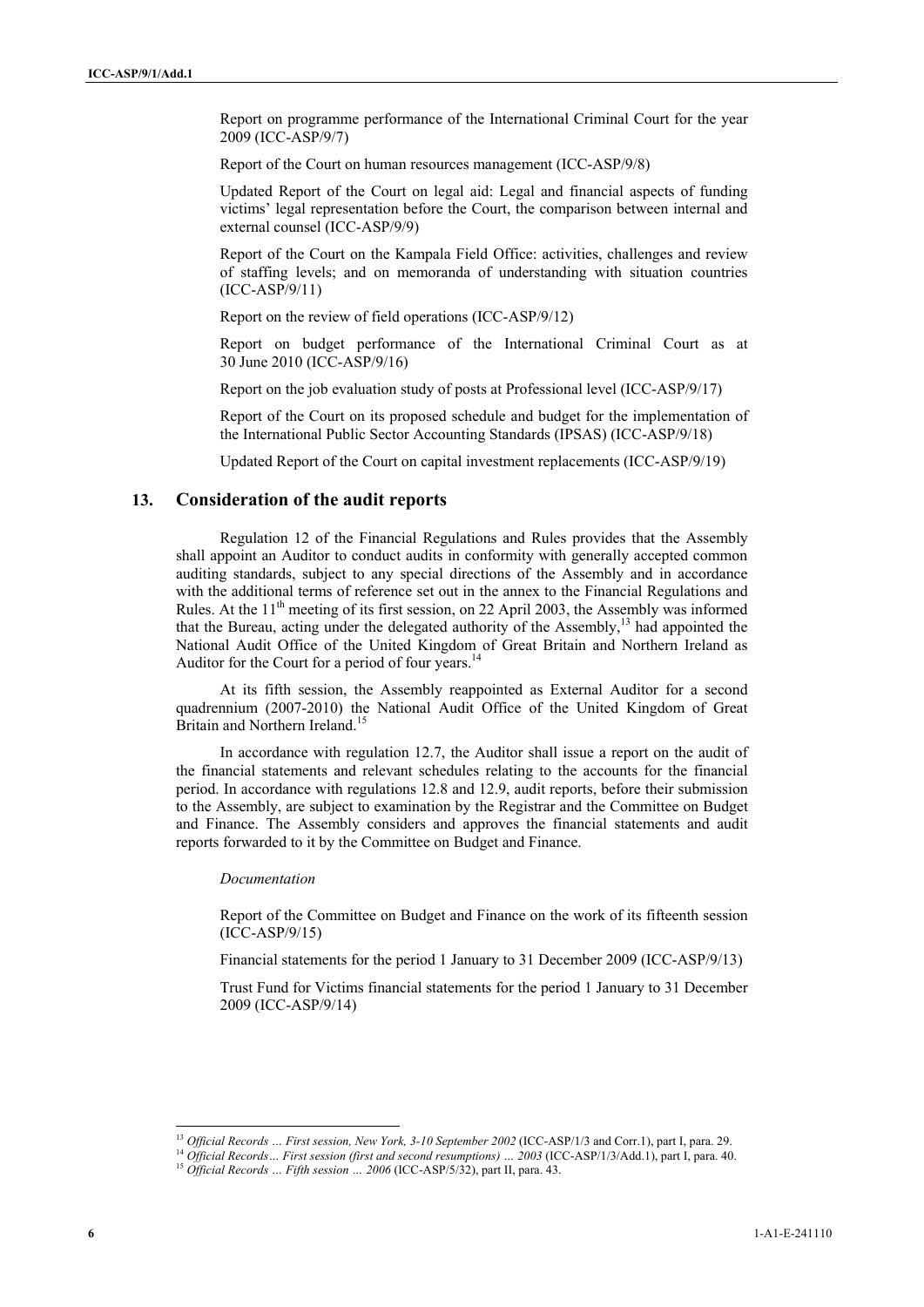Report on programme performance of the International Criminal Court for the year 2009 (ICC-ASP/9/7)

Report of the Court on human resources management (ICC-ASP/9/8)

Updated Report of the Court on legal aid: Legal and financial aspects of funding victims' legal representation before the Court, the comparison between internal and external counsel (ICC-ASP/9/9)

Report of the Court on the Kampala Field Office: activities, challenges and review of staffing levels; and on memoranda of understanding with situation countries (ICC-ASP/9/11)

Report on the review of field operations (ICC-ASP/9/12)

Report on budget performance of the International Criminal Court as at 30 June 2010 (ICC-ASP/9/16)

Report on the job evaluation study of posts at Professional level (ICC-ASP/9/17)

Report of the Court on its proposed schedule and budget for the implementation of the International Public Sector Accounting Standards (IPSAS) (ICC-ASP/9/18)

Updated Report of the Court on capital investment replacements (ICC-ASP/9/19)

## 13. Consideration of the audit reports

Regulation 12 of the Financial Regulations and Rules provides that the Assembly shall appoint an Auditor to conduct audits in conformity with generally accepted common auditing standards, subject to any special directions of the Assembly and in accordance with the additional terms of reference set out in the annex to the Financial Regulations and Rules. At the 11th meeting of its first session, on 22 April 2003, the Assembly was informed that the Bureau, acting under the delegated authority of the Assembly,[13] had appointed the National Audit Office of the United Kingdom of Great Britain and Northern Ireland as Auditor for the Court for a period of four years.[14]

At its fifth session, the Assembly reappointed as External Auditor for a second quadrennium (2007-2010) the National Audit Office of the United Kingdom of Great Britain and Northern Ireland.[15]

In accordance with regulation 12.7, the Auditor shall issue a report on the audit of the financial statements and relevant schedules relating to the accounts for the financial period. In accordance with regulations 12.8 and 12.9, audit reports, before their submission to the Assembly, are subject to examination by the Registrar and the Committee on Budget and Finance. The Assembly considers and approves the financial statements and audit reports forwarded to it by the Committee on Budget and Finance.

*Documentation*

Report of the Committee on Budget and Finance on the work of its fifteenth session (ICC-ASP/9/15)

Financial statements for the period 1 January to 31 December 2009 (ICC-ASP/9/13)

Trust Fund for Victims financial statements for the period 1 January to 31 December 2009 (ICC-ASP/9/14)

---

[13] *Official Records … First session, New York, 3-10 September 2002* (ICC-ASP/1/3 and Corr.1), part I, para. 29.

[14] *Official Records … First session (first and second resumptions) … 2003* (ICC-ASP/1/3/Add.1), part I, para. 40.

[15] *Official Records … Fifth session … 2006* (ICC-ASP/5/32), part II, para. 43.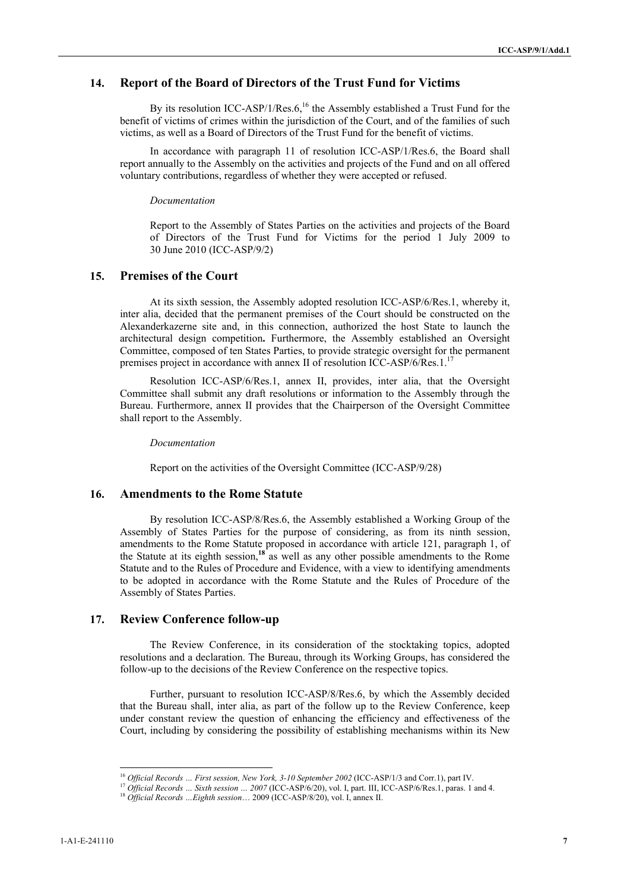## 14. Report of the Board of Directors of the Trust Fund for Victims

By its resolution ICC-ASP/1/Res.6,[16] the Assembly established a Trust Fund for the benefit of victims of crimes within the jurisdiction of the Court, and of the families of such victims, as well as a Board of Directors of the Trust Fund for the benefit of victims.

In accordance with paragraph 11 of resolution ICC-ASP/1/Res.6, the Board shall report annually to the Assembly on the activities and projects of the Fund and on all offered voluntary contributions, regardless of whether they were accepted or refused.

*Documentation*

Report to the Assembly of States Parties on the activities and projects of the Board of Directors of the Trust Fund for Victims for the period 1 July 2009 to 30 June 2010 (ICC-ASP/9/2)

## 15. Premises of the Court

At its sixth session, the Assembly adopted resolution ICC-ASP/6/Res.1, whereby it, inter alia, decided that the permanent premises of the Court should be constructed on the Alexanderkazerne site and, in this connection, authorized the host State to launch the architectural design competition**.** Furthermore, the Assembly established an Oversight Committee, composed of ten States Parties, to provide strategic oversight for the permanent premises project in accordance with annex II of resolution ICC-ASP/6/Res.1.[17]

Resolution ICC-ASP/6/Res.1, annex II, provides, inter alia, that the Oversight Committee shall submit any draft resolutions or information to the Assembly through the Bureau. Furthermore, annex II provides that the Chairperson of the Oversight Committee shall report to the Assembly.

*Documentation*

Report on the activities of the Oversight Committee (ICC-ASP/9/28)

## 16. Amendments to the Rome Statute

By resolution ICC-ASP/8/Res.6, the Assembly established a Working Group of the Assembly of States Parties for the purpose of considering, as from its ninth session, amendments to the Rome Statute proposed in accordance with article 121, paragraph 1, of the Statute at its eighth session,[18] as well as any other possible amendments to the Rome Statute and to the Rules of Procedure and Evidence, with a view to identifying amendments to be adopted in accordance with the Rome Statute and the Rules of Procedure of the Assembly of States Parties.

## 17. Review Conference follow-up

The Review Conference, in its consideration of the stocktaking topics, adopted resolutions and a declaration. The Bureau, through its Working Groups, has considered the follow-up to the decisions of the Review Conference on the respective topics.

Further, pursuant to resolution ICC-ASP/8/Res.6, by which the Assembly decided that the Bureau shall, inter alia, as part of the follow up to the Review Conference, keep under constant review the question of enhancing the efficiency and effectiveness of the Court, including by considering the possibility of establishing mechanisms within its New

---

[16] *Official Records … First session, New York, 3-10 September 2002* (ICC-ASP/1/3 and Corr.1), part IV.

[17] *Official Records … Sixth session … 2007* (ICC-ASP/6/20), vol. I, part. III, ICC-ASP/6/Res.1, paras. 1 and 4.

[18] *Official Records …Eighth session…* 2009 (ICC-ASP/8/20), vol. I, annex II.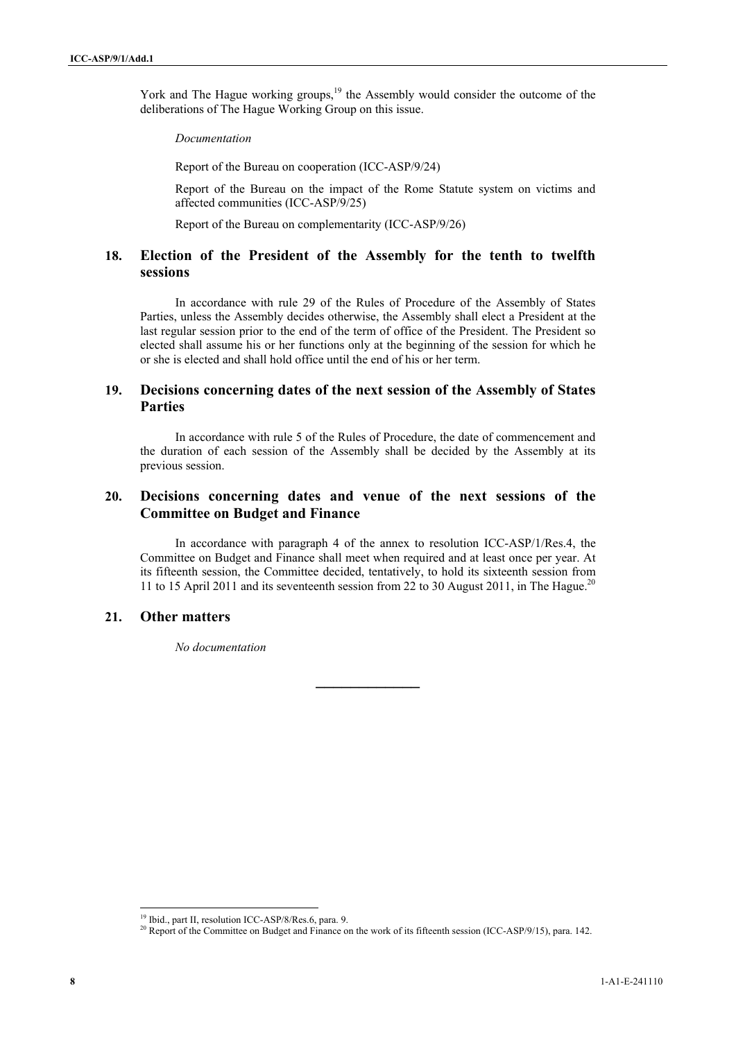York and The Hague working groups,[19] the Assembly would consider the outcome of the deliberations of The Hague Working Group on this issue.

*Documentation*

Report of the Bureau on cooperation (ICC-ASP/9/24)

Report of the Bureau on the impact of the Rome Statute system on victims and affected communities (ICC-ASP/9/25)

Report of the Bureau on complementarity (ICC-ASP/9/26)

## 18. Election of the President of the Assembly for the tenth to twelfth sessions

In accordance with rule 29 of the Rules of Procedure of the Assembly of States Parties, unless the Assembly decides otherwise, the Assembly shall elect a President at the last regular session prior to the end of the term of office of the President. The President so elected shall assume his or her functions only at the beginning of the session for which he or she is elected and shall hold office until the end of his or her term.

## 19. Decisions concerning dates of the next session of the Assembly of States Parties

In accordance with rule 5 of the Rules of Procedure, the date of commencement and the duration of each session of the Assembly shall be decided by the Assembly at its previous session.

## 20. Decisions concerning dates and venue of the next sessions of the Committee on Budget and Finance

In accordance with paragraph 4 of the annex to resolution ICC-ASP/1/Res.4, the Committee on Budget and Finance shall meet when required and at least once per year. At its fifteenth session, the Committee decided, tentatively, to hold its sixteenth session from 11 to 15 April 2011 and its seventeenth session from 22 to 30 August 2011, in The Hague.[20]

## 21. Other matters

*No documentation*

---

[19] Ibid., part II, resolution ICC-ASP/8/Res.6, para. 9.

[20] Report of the Committee on Budget and Finance on the work of its fifteenth session (ICC-ASP/9/15), para. 142.